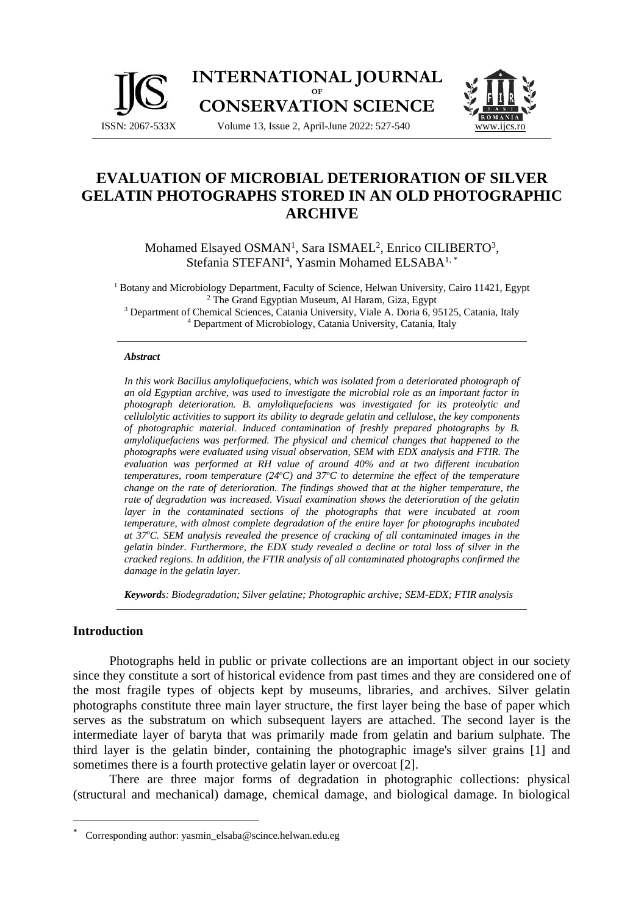# EVALUATION OF MICROBIAL DETERIORATION OF SILVER GELATIN PHOTOGRAPHS STORED IN AN OLD PHOTOGRAPHIC ARCHIVE

Mohamed Elsayed OSMAN[1], Sara ISMAEL[2], Enrico CILIBERTO[3], Stefania STEFANI[4], Yasmin Mohamed ELSABA[1,*]

[1] Botany and Microbiology Department, Faculty of Science, Helwan University, Cairo 11421, Egypt
[2] The Grand Egyptian Museum, Al Haram, Giza, Egypt
[3] Department of Chemical Sciences, Catania University, Viale A. Doria 6, 95125, Catania, Italy
[4] Department of Microbiology, Catania University, Catania, Italy

### *Abstract*

*In this work Bacillus amyloliquefaciens, which was isolated from a deteriorated photograph of an old Egyptian archive, was used to investigate the microbial role as an important factor in photograph deterioration. B. amyloliquefaciens was investigated for its proteolytic and cellulolytic activities to support its ability to degrade gelatin and cellulose, the key components of photographic material. Induced contamination of freshly prepared photographs by B. amyloliquefaciens was performed. The physical and chemical changes that happened to the photographs were evaluated using visual observation, SEM with EDX analysis and FTIR. The evaluation was performed at RH value of around 40% and at two different incubation temperatures, room temperature (24°C) and 37°C to determine the effect of the temperature change on the rate of deterioration. The findings showed that at the higher temperature, the rate of degradation was increased. Visual examination shows the deterioration of the gelatin layer in the contaminated sections of the photographs that were incubated at room temperature, with almost complete degradation of the entire layer for photographs incubated at 37°C. SEM analysis revealed the presence of cracking of all contaminated images in the gelatin binder. Furthermore, the EDX study revealed a decline or total loss of silver in the cracked regions. In addition, the FTIR analysis of all contaminated photographs confirmed the damage in the gelatin layer.*

***Keywords**: Biodegradation; Silver gelatine; Photographic archive; SEM-EDX; FTIR analysis*

## Introduction

Photographs held in public or private collections are an important object in our society since they constitute a sort of historical evidence from past times and they are considered one of the most fragile types of objects kept by museums, libraries, and archives. Silver gelatin photographs constitute three main layer structure, the first layer being the base of paper which serves as the substratum on which subsequent layers are attached. The second layer is the intermediate layer of baryta that was primarily made from gelatin and barium sulphate. The third layer is the gelatin binder, containing the photographic image's silver grains [1] and sometimes there is a fourth protective gelatin layer or overcoat [2].

There are three major forms of degradation in photographic collections: physical (structural and mechanical) damage, chemical damage, and biological damage. In biological

\* Corresponding author: yasmin_elsaba@scince.helwan.edu.eg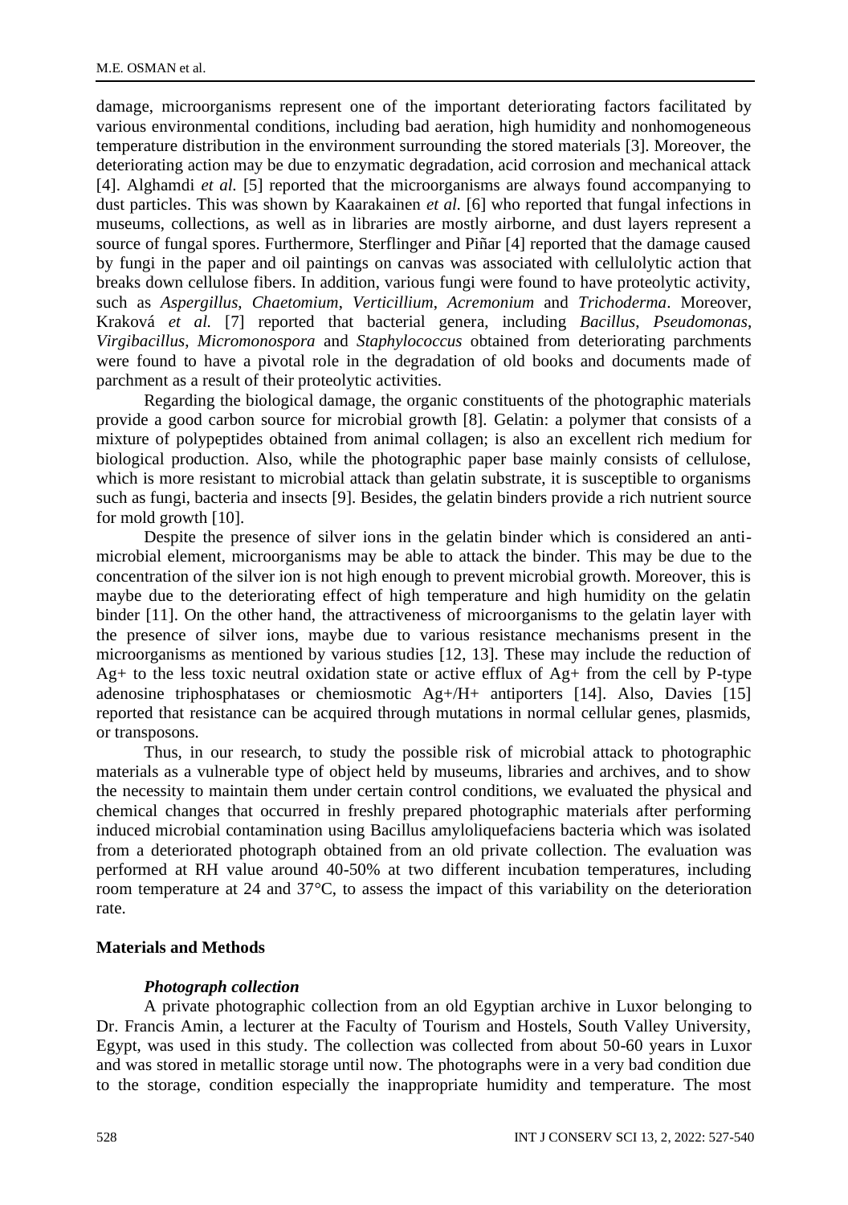damage, microorganisms represent one of the important deteriorating factors facilitated by various environmental conditions, including bad aeration, high humidity and nonhomogeneous temperature distribution in the environment surrounding the stored materials [3]. Moreover, the deteriorating action may be due to enzymatic degradation, acid corrosion and mechanical attack [4]. Alghamdi *et al.* [5] reported that the microorganisms are always found accompanying to dust particles. This was shown by Kaarakainen *et al.* [6] who reported that fungal infections in museums, collections, as well as in libraries are mostly airborne, and dust layers represent a source of fungal spores. Furthermore, Sterflinger and Piñar [4] reported that the damage caused by fungi in the paper and oil paintings on canvas was associated with cellulolytic action that breaks down cellulose fibers. In addition, various fungi were found to have proteolytic activity, such as *Aspergillus*, *Chaetomium*, *Verticillium*, *Acremonium* and *Trichoderma*. Moreover, Kraková *et al.* [7] reported that bacterial genera, including *Bacillus*, *Pseudomonas*, *Virgibacillus*, *Micromonospora* and *Staphylococcus* obtained from deteriorating parchments were found to have a pivotal role in the degradation of old books and documents made of parchment as a result of their proteolytic activities.

Regarding the biological damage, the organic constituents of the photographic materials provide a good carbon source for microbial growth [8]. Gelatin: a polymer that consists of a mixture of polypeptides obtained from animal collagen; is also an excellent rich medium for biological production. Also, while the photographic paper base mainly consists of cellulose, which is more resistant to microbial attack than gelatin substrate, it is susceptible to organisms such as fungi, bacteria and insects [9]. Besides, the gelatin binders provide a rich nutrient source for mold growth [10].

Despite the presence of silver ions in the gelatin binder which is considered an anti-microbial element, microorganisms may be able to attack the binder. This may be due to the concentration of the silver ion is not high enough to prevent microbial growth. Moreover, this is maybe due to the deteriorating effect of high temperature and high humidity on the gelatin binder [11]. On the other hand, the attractiveness of microorganisms to the gelatin layer with the presence of silver ions, maybe due to various resistance mechanisms present in the microorganisms as mentioned by various studies [12, 13]. These may include the reduction of $Ag^+$ to the less toxic neutral oxidation state or active efflux of $Ag^+$ from the cell by P-type adenosine triphosphatases or chemiosmotic $Ag^+/H^+$ antiporters [14]. Also, Davies [15] reported that resistance can be acquired through mutations in normal cellular genes, plasmids, or transposons.

Thus, in our research, to study the possible risk of microbial attack to photographic materials as a vulnerable type of object held by museums, libraries and archives, and to show the necessity to maintain them under certain control conditions, we evaluated the physical and chemical changes that occurred in freshly prepared photographic materials after performing induced microbial contamination using Bacillus amyloliquefaciens bacteria which was isolated from a deteriorated photograph obtained from an old private collection. The evaluation was performed at RH value around 40-50% at two different incubation temperatures, including room temperature at 24 and 37°C, to assess the impact of this variability on the deterioration rate.

## Materials and Methods

### *Photograph collection*

A private photographic collection from an old Egyptian archive in Luxor belonging to Dr. Francis Amin, a lecturer at the Faculty of Tourism and Hostels, South Valley University, Egypt, was used in this study. The collection was collected from about 50-60 years in Luxor and was stored in metallic storage until now. The photographs were in a very bad condition due to the storage, condition especially the inappropriate humidity and temperature. The most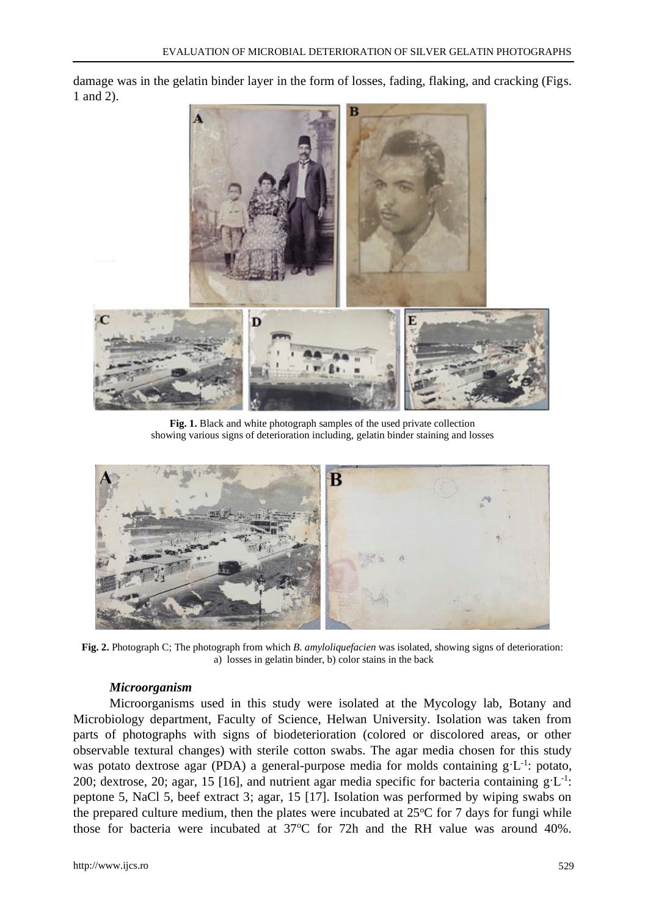damage was in the gelatin binder layer in the form of losses, fading, flaking, and cracking (Figs. 1 and 2).

**Fig. 1.** Black and white photograph samples of the used private collection showing various signs of deterioration including, gelatin binder staining and losses

**Fig. 2.** Photograph C; The photograph from which *B. amyloliquefacien* was isolated, showing signs of deterioration: a) losses in gelatin binder, b) color stains in the back

### *Microorganism*

Microorganisms used in this study were isolated at the Mycology lab, Botany and Microbiology department, Faculty of Science, Helwan University. Isolation was taken from parts of photographs with signs of biodeterioration (colored or discolored areas, or other observable textural changes) with sterile cotton swabs. The agar media chosen for this study was potato dextrose agar (PDA) a general-purpose media for molds containing $g \cdot L^{-1}$: potato, 200; dextrose, 20; agar, 15 [16], and nutrient agar media specific for bacteria containing $g \cdot L^{-1}$: peptone 5, NaCl 5, beef extract 3; agar, 15 [17]. Isolation was performed by wiping swabs on the prepared culture medium, then the plates were incubated at 25ºC for 7 days for fungi while those for bacteria were incubated at 37ºC for 72h and the RH value was around 40%.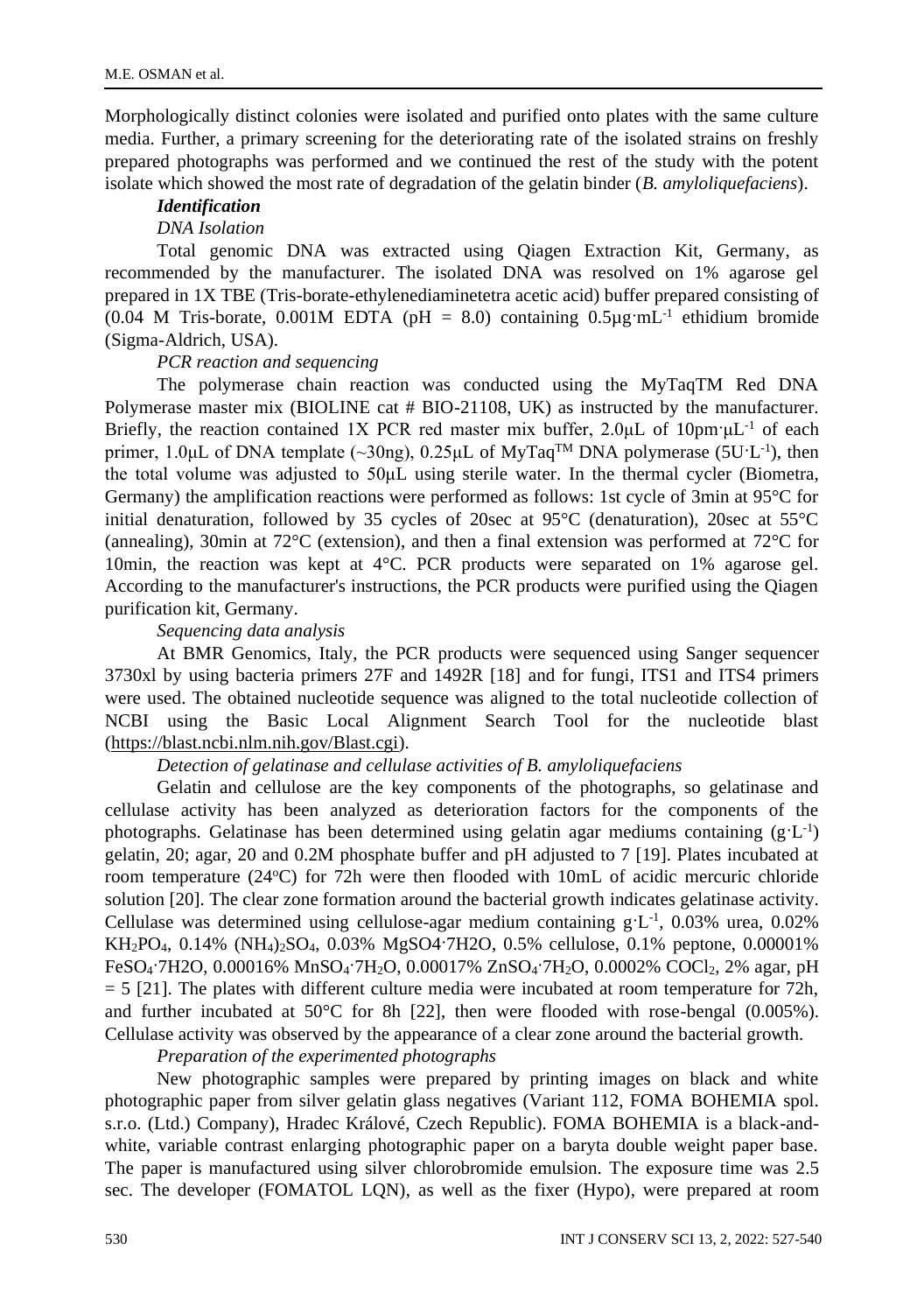Morphologically distinct colonies were isolated and purified onto plates with the same culture media. Further, a primary screening for the deteriorating rate of the isolated strains on freshly prepared photographs was performed and we continued the rest of the study with the potent isolate which showed the most rate of degradation of the gelatin binder (*B. amyloliquefaciens*).

***Identification***

*DNA Isolation*

Total genomic DNA was extracted using Qiagen Extraction Kit, Germany, as recommended by the manufacturer. The isolated DNA was resolved on 1% agarose gel prepared in 1X TBE (Tris-borate-ethylenediaminetetra acetic acid) buffer prepared consisting of (0.04 M Tris-borate, 0.001M EDTA (pH = 8.0) containing $0.5\mu g \cdot mL^{-1}$ ethidium bromide (Sigma-Aldrich, USA).

*PCR reaction and sequencing*

The polymerase chain reaction was conducted using the MyTaqTM Red DNA Polymerase master mix (BIOLINE cat # BIO-21108, UK) as instructed by the manufacturer. Briefly, the reaction contained 1X PCR red master mix buffer, 2.0μL of $10pm \cdot \mu L^{-1}$ of each primer, 1.0μL of DNA template (~30ng), 0.25μL of MyTaq$^{TM}$ DNA polymerase ($5U \cdot L^{-1}$), then the total volume was adjusted to 50μL using sterile water. In the thermal cycler (Biometra, Germany) the amplification reactions were performed as follows: 1st cycle of 3min at 95°C for initial denaturation, followed by 35 cycles of 20sec at 95°C (denaturation), 20sec at 55°C (annealing), 30min at 72°C (extension), and then a final extension was performed at 72°C for 10min, the reaction was kept at 4°C. PCR products were separated on 1% agarose gel. According to the manufacturer's instructions, the PCR products were purified using the Qiagen purification kit, Germany.

*Sequencing data analysis*

At BMR Genomics, Italy, the PCR products were sequenced using Sanger sequencer 3730xl by using bacteria primers 27F and 1492R [18] and for fungi, ITS1 and ITS4 primers were used. The obtained nucleotide sequence was aligned to the total nucleotide collection of NCBI using the Basic Local Alignment Search Tool for the nucleotide blast (https://blast.ncbi.nlm.nih.gov/Blast.cgi).

*Detection of gelatinase and cellulase activities of B. amyloliquefaciens*

Gelatin and cellulose are the key components of the photographs, so gelatinase and cellulase activity has been analyzed as deterioration factors for the components of the photographs. Gelatinase has been determined using gelatin agar mediums containing ($g \cdot L^{-1}$) gelatin, 20; agar, 20 and 0.2M phosphate buffer and pH adjusted to 7 [19]. Plates incubated at room temperature (24°C) for 72h were then flooded with 10mL of acidic mercuric chloride solution [20]. The clear zone formation around the bacterial growth indicates gelatinase activity. Cellulase was determined using cellulose-agar medium containing $g \cdot L^{-1}$, 0.03% urea, 0.02% $KH_2PO_4$, 0.14% $(NH_4)_2SO_4$, 0.03% $MgSO_4 \cdot 7H_2O$, 0.5% cellulose, 0.1% peptone, 0.00001% $FeSO_4 \cdot 7H_2O$, 0.00016% $MnSO_4 \cdot 7H_2O$, 0.00017% $ZnSO_4 \cdot 7H_2O$, 0.0002% $COCl_2$, 2% agar, pH = 5 [21]. The plates with different culture media were incubated at room temperature for 72h, and further incubated at 50°C for 8h [22], then were flooded with rose-bengal (0.005%). Cellulase activity was observed by the appearance of a clear zone around the bacterial growth.

*Preparation of the experimented photographs*

New photographic samples were prepared by printing images on black and white photographic paper from silver gelatin glass negatives (Variant 112, FOMA BOHEMIA spol. s.r.o. (Ltd.) Company), Hradec Králové, Czech Republic). FOMA BOHEMIA is a black-and-white, variable contrast enlarging photographic paper on a baryta double weight paper base. The paper is manufactured using silver chlorobromide emulsion. The exposure time was 2.5 sec. The developer (FOMATOL LQN), as well as the fixer (Hypo), were prepared at room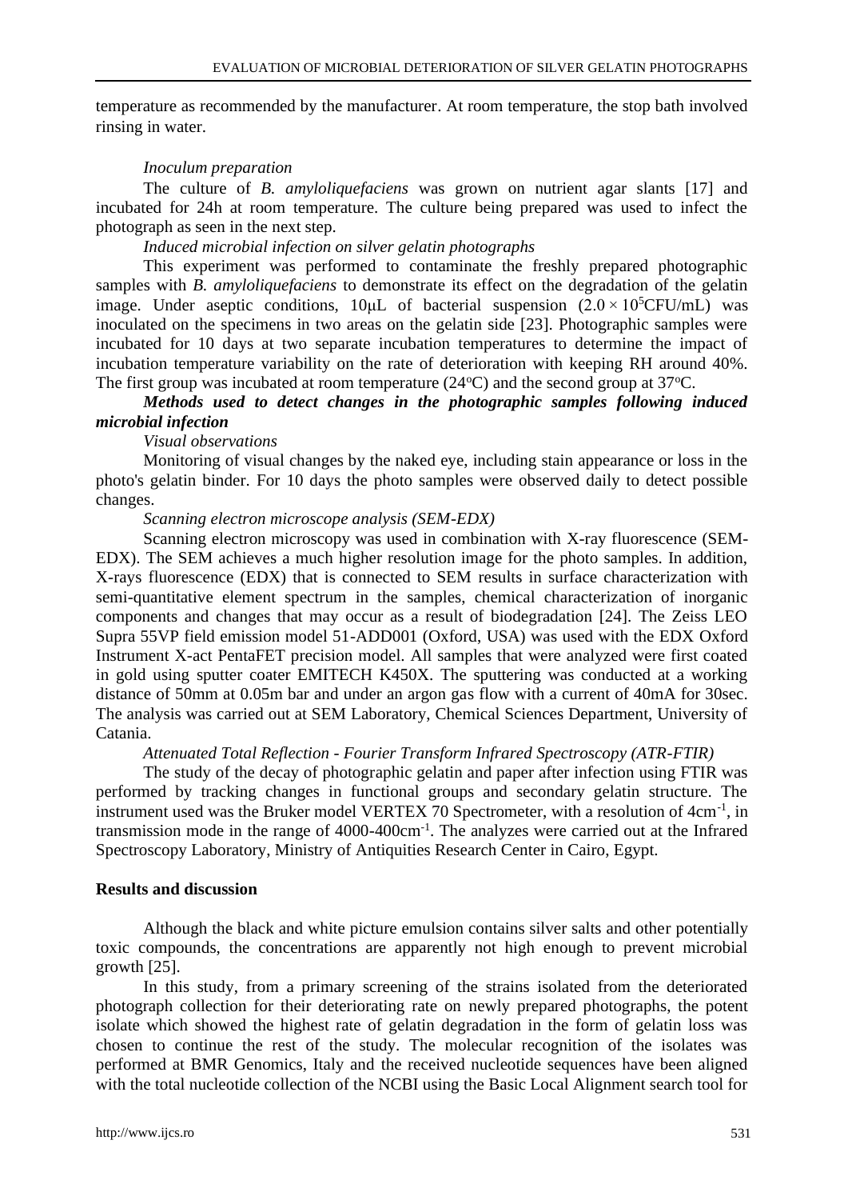temperature as recommended by the manufacturer. At room temperature, the stop bath involved rinsing in water.

*Inoculum preparation*

The culture of *B. amyloliquefaciens* was grown on nutrient agar slants [17] and incubated for 24h at room temperature. The culture being prepared was used to infect the photograph as seen in the next step.

*Induced microbial infection on silver gelatin photographs*

This experiment was performed to contaminate the freshly prepared photographic samples with *B. amyloliquefaciens* to demonstrate its effect on the degradation of the gelatin image. Under aseptic conditions, 10μL of bacterial suspension ($2.0 \times 10^5$CFU/mL) was inoculated on the specimens in two areas on the gelatin side [23]. Photographic samples were incubated for 10 days at two separate incubation temperatures to determine the impact of incubation temperature variability on the rate of deterioration with keeping RH around 40%. The first group was incubated at room temperature (24°C) and the second group at 37°C.

***Methods used to detect changes in the photographic samples following induced microbial infection***

*Visual observations*

Monitoring of visual changes by the naked eye, including stain appearance or loss in the photo's gelatin binder. For 10 days the photo samples were observed daily to detect possible changes.

*Scanning electron microscope analysis (SEM-EDX)*

Scanning electron microscopy was used in combination with X-ray fluorescence (SEM-EDX). The SEM achieves a much higher resolution image for the photo samples. In addition, X-rays fluorescence (EDX) that is connected to SEM results in surface characterization with semi-quantitative element spectrum in the samples, chemical characterization of inorganic components and changes that may occur as a result of biodegradation [24]. The Zeiss LEO Supra 55VP field emission model 51-ADD001 (Oxford, USA) was used with the EDX Oxford Instrument X-act PentaFET precision model. All samples that were analyzed were first coated in gold using sputter coater EMITECH K450X. The sputtering was conducted at a working distance of 50mm at 0.05m bar and under an argon gas flow with a current of 40mA for 30sec. The analysis was carried out at SEM Laboratory, Chemical Sciences Department, University of Catania.

*Attenuated Total Reflection - Fourier Transform Infrared Spectroscopy (ATR-FTIR)*

The study of the decay of photographic gelatin and paper after infection using FTIR was performed by tracking changes in functional groups and secondary gelatin structure. The instrument used was the Bruker model VERTEX 70 Spectrometer, with a resolution of $4cm^{-1}$, in transmission mode in the range of $4000\text{-}400cm^{-1}$. The analyzes were carried out at the Infrared Spectroscopy Laboratory, Ministry of Antiquities Research Center in Cairo, Egypt.

## Results and discussion

Although the black and white picture emulsion contains silver salts and other potentially toxic compounds, the concentrations are apparently not high enough to prevent microbial growth [25].

In this study, from a primary screening of the strains isolated from the deteriorated photograph collection for their deteriorating rate on newly prepared photographs, the potent isolate which showed the highest rate of gelatin degradation in the form of gelatin loss was chosen to continue the rest of the study. The molecular recognition of the isolates was performed at BMR Genomics, Italy and the received nucleotide sequences have been aligned with the total nucleotide collection of the NCBI using the Basic Local Alignment search tool for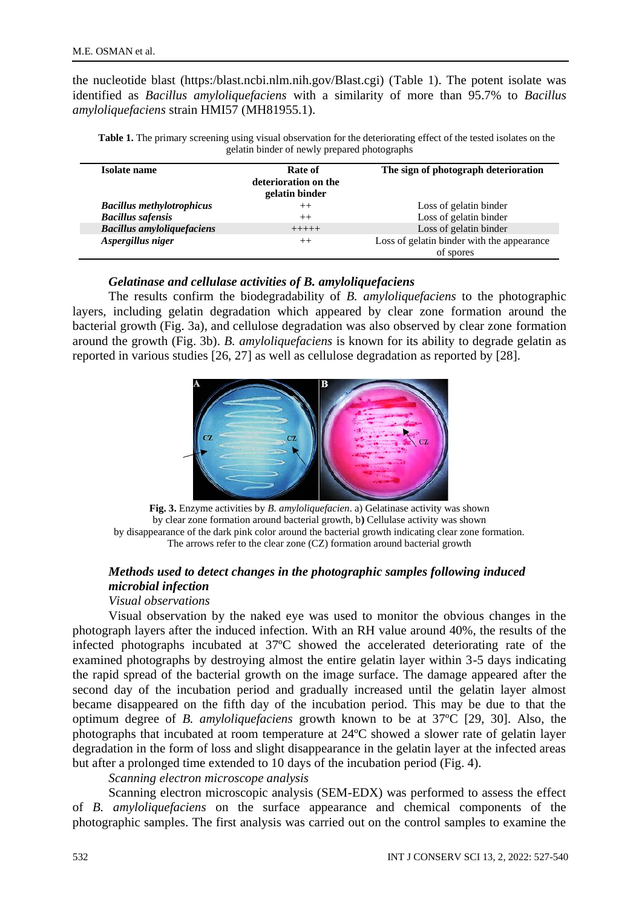the nucleotide blast (https:/blast.ncbi.nlm.nih.gov/Blast.cgi) (Table 1). The potent isolate was identified as *Bacillus amyloliquefaciens* with a similarity of more than 95.7% to *Bacillus amyloliquefaciens* strain HMI57 (MH81955.1).

**Table 1.** The primary screening using visual observation for the deteriorating effect of the tested isolates on the gelatin binder of newly prepared photographs

| Isolate name | Rate of deterioration on the gelatin binder | The sign of photograph deterioration |
|---|---|---|
| ***Bacillus methylotrophicus*** | ++ | Loss of gelatin binder |
| ***Bacillus safensis*** | ++ | Loss of gelatin binder |
| ***Bacillus amyloliquefaciens*** | +++++ | Loss of gelatin binder |
| ***Aspergillus niger*** | ++ | Loss of gelatin binder with the appearance of spores |

### *Gelatinase and cellulase activities of B. amyloliquefaciens*

The results confirm the biodegradability of *B. amyloliquefaciens* to the photographic layers, including gelatin degradation which appeared by clear zone formation around the bacterial growth (Fig. 3a), and cellulose degradation was also observed by clear zone formation around the growth (Fig. 3b). *B. amyloliquefaciens* is known for its ability to degrade gelatin as reported in various studies [26, 27] as well as cellulose degradation as reported by [28].

**Fig. 3.** Enzyme activities by *B. amyloliquefacien*. a) Gelatinase activity was shown by clear zone formation around bacterial growth, b**)** Cellulase activity was shown by disappearance of the dark pink color around the bacterial growth indicating clear zone formation. The arrows refer to the clear zone (CZ) formation around bacterial growth

### *Methods used to detect changes in the photographic samples following induced microbial infection*

*Visual observations*

Visual observation by the naked eye was used to monitor the obvious changes in the photograph layers after the induced infection. With an RH value around 40%, the results of the infected photographs incubated at 37ºC showed the accelerated deteriorating rate of the examined photographs by destroying almost the entire gelatin layer within 3-5 days indicating the rapid spread of the bacterial growth on the image surface. The damage appeared after the second day of the incubation period and gradually increased until the gelatin layer almost became disappeared on the fifth day of the incubation period. This may be due to that the optimum degree of *B. amyloliquefaciens* growth known to be at 37ºC [29, 30]. Also, the photographs that incubated at room temperature at 24ºC showed a slower rate of gelatin layer degradation in the form of loss and slight disappearance in the gelatin layer at the infected areas but after a prolonged time extended to 10 days of the incubation period (Fig. 4).

*Scanning electron microscope analysis*

Scanning electron microscopic analysis (SEM-EDX) was performed to assess the effect of *B. amyloliquefaciens* on the surface appearance and chemical components of the photographic samples. The first analysis was carried out on the control samples to examine the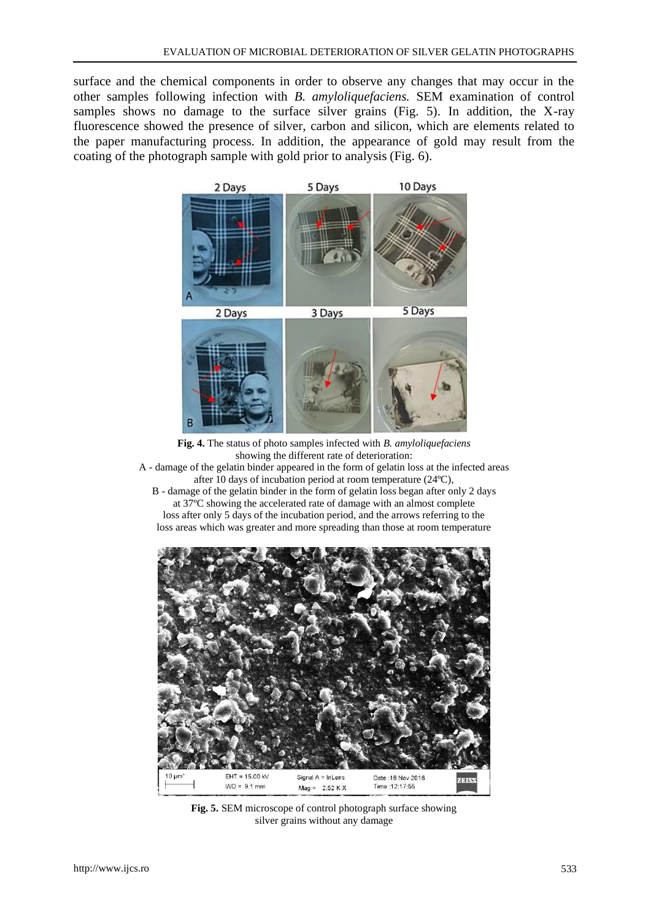surface and the chemical components in order to observe any changes that may occur in the other samples following infection with *B. amyloliquefaciens.* SEM examination of control samples shows no damage to the surface silver grains (Fig. 5). In addition, the X-ray fluorescence showed the presence of silver, carbon and silicon, which are elements related to the paper manufacturing process. In addition, the appearance of gold may result from the coating of the photograph sample with gold prior to analysis (Fig. 6).

**Fig. 4.** The status of photo samples infected with *B. amyloliquefaciens* showing the different rate of deterioration:
A - damage of the gelatin binder appeared in the form of gelatin loss at the infected areas after 10 days of incubation period at room temperature (24ºC),
B - damage of the gelatin binder in the form of gelatin loss began after only 2 days at 37ºC showing the accelerated rate of damage with an almost complete loss after only 5 days of the incubation period, and the arrows referring to the loss areas which was greater and more spreading than those at room temperature

**Fig. 5.** SEM microscope of control photograph surface showing silver grains without any damage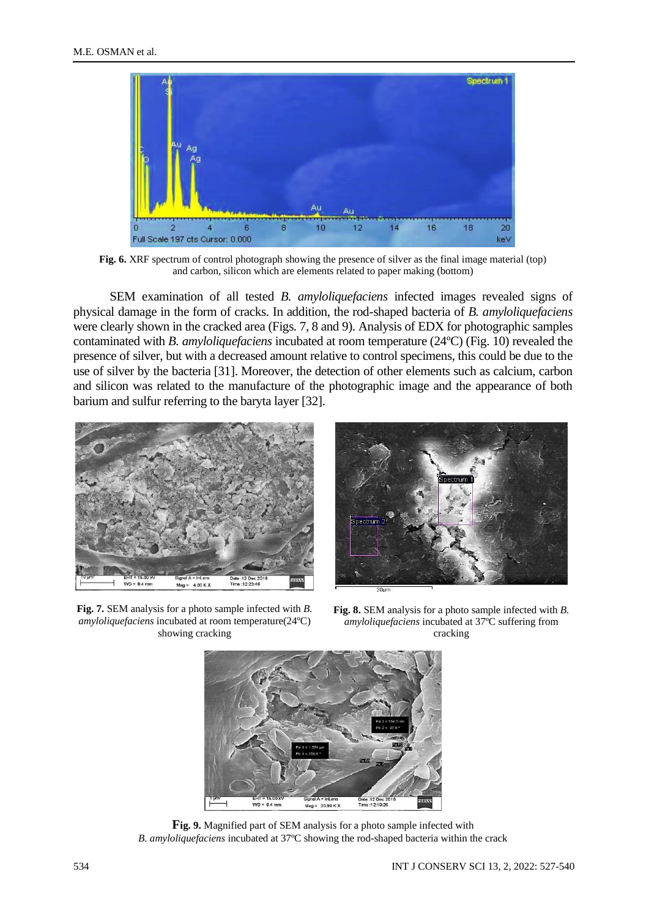**Fig. 6.** XRF spectrum of control photograph showing the presence of silver as the final image material (top) and carbon, silicon which are elements related to paper making (bottom)

SEM examination of all tested *B. amyloliquefaciens* infected images revealed signs of physical damage in the form of cracks. In addition, the rod-shaped bacteria of *B. amyloliquefaciens* were clearly shown in the cracked area (Figs. 7, 8 and 9). Analysis of EDX for photographic samples contaminated with *B. amyloliquefaciens* incubated at room temperature (24ºC) (Fig. 10) revealed the presence of silver, but with a decreased amount relative to control specimens, this could be due to the use of silver by the bacteria [31]. Moreover, the detection of other elements such as calcium, carbon and silicon was related to the manufacture of the photographic image and the appearance of both barium and sulfur referring to the baryta layer [32].

**Fig. 7.** SEM analysis for a photo sample infected with *B. amyloliquefaciens* incubated at room temperature(24ºC) showing cracking

**Fig. 8.** SEM analysis for a photo sample infected with *B. amyloliquefaciens* incubated at 37ºC suffering from cracking

**Fig. 9.** Magnified part of SEM analysis for a photo sample infected with *B. amyloliquefaciens* incubated at 37ºC showing the rod-shaped bacteria within the crack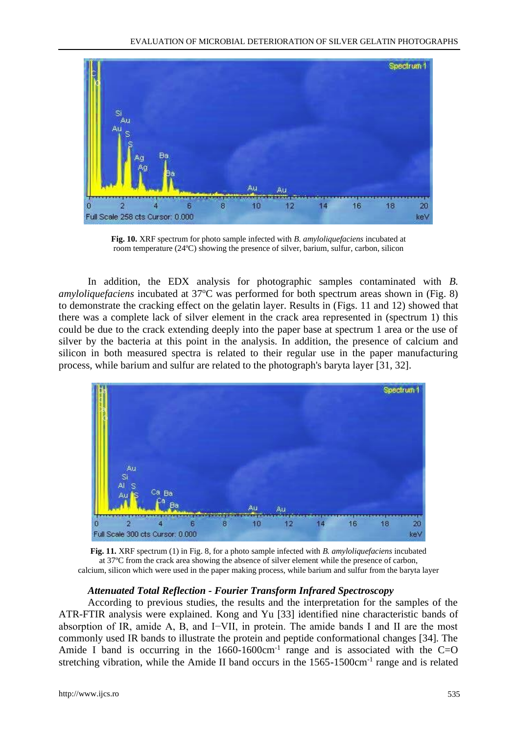**Fig. 10.** XRF spectrum for photo sample infected with *B. amyloliquefaciens* incubated at room temperature (24ºC) showing the presence of silver, barium, sulfur, carbon, silicon

In addition, the EDX analysis for photographic samples contaminated with *B. amyloliquefaciens* incubated at 37ºC was performed for both spectrum areas shown in (Fig. 8) to demonstrate the cracking effect on the gelatin layer. Results in (Figs. 11 and 12) showed that there was a complete lack of silver element in the crack area represented in (spectrum 1) this could be due to the crack extending deeply into the paper base at spectrum 1 area or the use of silver by the bacteria at this point in the analysis. In addition, the presence of calcium and silicon in both measured spectra is related to their regular use in the paper manufacturing process, while barium and sulfur are related to the photograph's baryta layer [31, 32].

**Fig. 11.** XRF spectrum (1) in Fig. 8, for a photo sample infected with *B. amyloliquefaciens* incubated at 37ºC from the crack area showing the absence of silver element while the presence of carbon, calcium, silicon which were used in the paper making process, while barium and sulfur from the baryta layer

### *Attenuated Total Reflection - Fourier Transform Infrared Spectroscopy*

According to previous studies, the results and the interpretation for the samples of the ATR-FTIR analysis were explained. Kong and Yu [33] identified nine characteristic bands of absorption of IR, amide A, B, and I−VII, in protein. The amide bands I and II are the most commonly used IR bands to illustrate the protein and peptide conformational changes [34]. The Amide I band is occurring in the 1660-1600cm$^{-1}$ range and is associated with the C=O stretching vibration, while the Amide II band occurs in the 1565-1500cm$^{-1}$ range and is related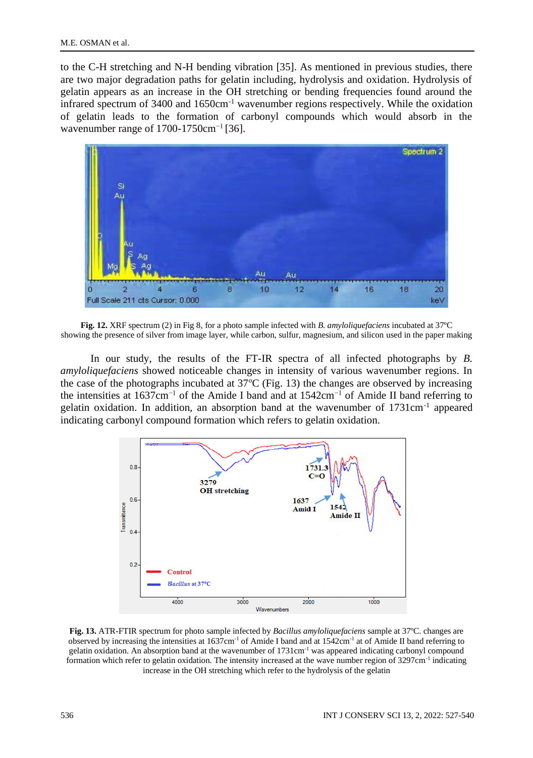to the C-H stretching and N-H bending vibration [35]. As mentioned in previous studies, there are two major degradation paths for gelatin including, hydrolysis and oxidation. Hydrolysis of gelatin appears as an increase in the OH stretching or bending frequencies found around the infrared spectrum of 3400 and 1650cm$^{-1}$ wavenumber regions respectively. While the oxidation of gelatin leads to the formation of carbonyl compounds which would absorb in the wavenumber range of 1700-1750cm$^{-1}$ [36].

**Fig. 12.** XRF spectrum (2) in Fig 8, for a photo sample infected with *B. amyloliquefaciens* incubated at 37ºC showing the presence of silver from image layer, while carbon, sulfur, magnesium, and silicon used in the paper making

In our study, the results of the FT-IR spectra of all infected photographs by *B. amyloliquefaciens* showed noticeable changes in intensity of various wavenumber regions. In the case of the photographs incubated at 37ºC (Fig. 13) the changes are observed by increasing the intensities at 1637cm$^{-1}$ of the Amide I band and at 1542cm$^{-1}$ of Amide II band referring to gelatin oxidation. In addition, an absorption band at the wavenumber of 1731cm$^{-1}$ appeared indicating carbonyl compound formation which refers to gelatin oxidation.

**Fig. 13.** ATR-FTIR spectrum for photo sample infected by *Bacillus amyloliquefaciens* sample at 37ºC. changes are observed by increasing the intensities at 1637cm$^{-1}$ of Amide I band and at 1542cm$^{-1}$ at of Amide II band referring to gelatin oxidation. An absorption band at the wavenumber of 1731cm$^{-1}$ was appeared indicating carbonyl compound formation which refer to gelatin oxidation. The intensity increased at the wave number region of 3297cm$^{-1}$ indicating increase in the OH stretching which refer to the hydrolysis of the gelatin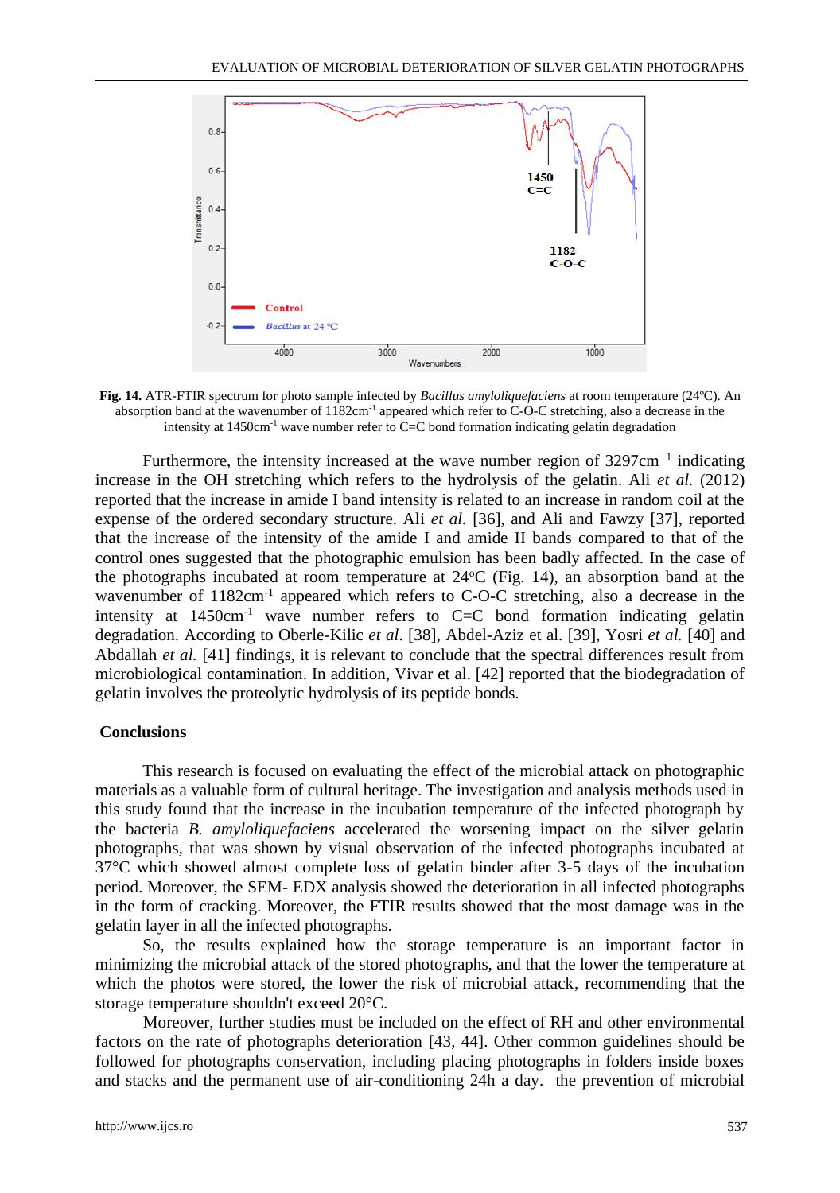**Fig. 14.** ATR-FTIR spectrum for photo sample infected by *Bacillus amyloliquefaciens* at room temperature (24ºC). An absorption band at the wavenumber of 1182cm$^{-1}$ appeared which refer to C-O-C stretching, also a decrease in the intensity at 1450cm$^{-1}$ wave number refer to C=C bond formation indicating gelatin degradation

Furthermore, the intensity increased at the wave number region of 3297cm$^{-1}$ indicating increase in the OH stretching which refers to the hydrolysis of the gelatin. Ali *et al.* (2012) reported that the increase in amide I band intensity is related to an increase in random coil at the expense of the ordered secondary structure. Ali *et al.* [36], and Ali and Fawzy [37], reported that the increase of the intensity of the amide I and amide II bands compared to the control ones suggested that the photographic emulsion has been badly affected. In the case of the photographs incubated at room temperature at 24ºC (Fig. 14), an absorption band at the wavenumber of 1182cm$^{-1}$ appeared which refers to C-O-C stretching, also a decrease in the intensity at 1450cm$^{-1}$ wave number refers to C=C bond formation indicating gelatin degradation. According to Oberle-Kilic *et al.* [38], Abdel-Aziz et al. [39], Yosri *et al.* [40] and Abdallah *et al.* [41] findings, it is relevant to conclude that the spectral differences result from microbiological contamination. In addition, Vivar et al. [42] reported that the biodegradation of gelatin involves the proteolytic hydrolysis of its peptide bonds.

## Conclusions

This research is focused on evaluating the effect of the microbial attack on photographic materials as a valuable form of cultural heritage. The investigation and analysis methods used in this study found that the increase in the incubation temperature of the infected photograph by the bacteria *B. amyloliquefaciens* accelerated the worsening impact on the silver gelatin photographs, that was shown by visual observation of the infected photographs incubated at 37°C which showed almost complete loss of gelatin binder after 3-5 days of the incubation period. Moreover, the SEM- EDX analysis showed the deterioration in all infected photographs in the form of cracking. Moreover, the FTIR results showed that the most damage was in the gelatin layer in all the infected photographs.

So, the results explained how the storage temperature is an important factor in minimizing the microbial attack of the stored photographs, and that the lower the temperature at which the photos were stored, the lower the risk of microbial attack, recommending that the storage temperature shouldn't exceed 20°C.

Moreover, further studies must be included on the effect of RH and other environmental factors on the rate of photographs deterioration [43, 44]. Other common guidelines should be followed for photographs conservation, including placing photographs in folders inside boxes and stacks and the permanent use of air-conditioning 24h a day. the prevention of microbial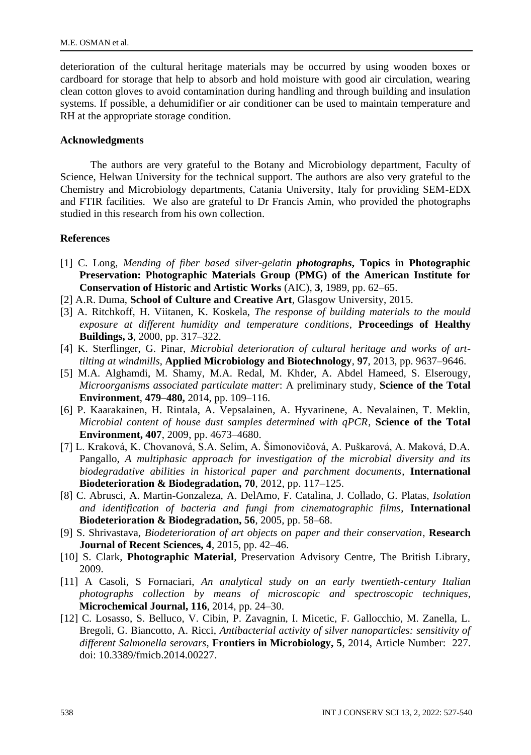deterioration of the cultural heritage materials may be occurred by using wooden boxes or cardboard for storage that help to absorb and hold moisture with good air circulation, wearing clean cotton gloves to avoid contamination during handling and through building and insulation systems. If possible, a dehumidifier or air conditioner can be used to maintain temperature and RH at the appropriate storage condition.

## Acknowledgments

The authors are very grateful to the Botany and Microbiology department, Faculty of Science, Helwan University for the technical support. The authors are also very grateful to the Chemistry and Microbiology departments, Catania University, Italy for providing SEM-EDX and FTIR facilities. We also are grateful to Dr Francis Amin, who provided the photographs studied in this research from his own collection.

## References

[1] C. Long, *Mending of fiber based silver-gelatin **photographs***, **Topics in Photographic Preservation: Photographic Materials Group (PMG) of the American Institute for Conservation of Historic and Artistic Works** (AIC), **3**, 1989, pp. 62–65.

[2] A.R. Duma, **School of Culture and Creative Art**, Glasgow University, 2015.

[3] A. Ritchkoff, H. Viitanen, K. Koskela, *The response of building materials to the mould exposure at different humidity and temperature conditions*, **Proceedings of Healthy Buildings, 3**, 2000, pp. 317–322.

[4] K. Sterflinger, G. Pinar, *Microbial deterioration of cultural heritage and works of art-tilting at windmills*, **Applied Microbiology and Biotechnology**, **97**, 2013, pp. 9637–9646.

[5] M.A. Alghamdi, M. Shamy, M.A. Redal, M. Khder, A. Abdel Hameed, S. Elserougy, *Microorganisms associated particulate matter*: A preliminary study, **Science of the Total Environment**, **479–480,** 2014, pp. 109–116.

[6] P. Kaarakainen, H. Rintala, A. Vepsalainen, A. Hyvarinene, A. Nevalainen, T. Meklin, *Microbial content of house dust samples determined with qPCR*, **Science of the Total Environment, 407**, 2009, pp. 4673–4680.

[7] L. Kraková, K. Chovanová, S.A. Selim, A. Šimonovičová, A. Puškarová, A. Maková, D.A. Pangallo, *A multiphasic approach for investigation of the microbial diversity and its biodegradative abilities in historical paper and parchment documents*, **International Biodeterioration & Biodegradation, 70**, 2012, pp. 117–125.

[8] C. Abrusci, A. Martin-Gonzaleza, A. DelAmo, F. Catalina, J. Collado, G. Platas, *Isolation and identification of bacteria and fungi from cinematographic films*, **International Biodeterioration & Biodegradation, 56**, 2005, pp. 58–68.

[9] S. Shrivastava, *Biodeterioration of art objects on paper and their conservation*, **Research Journal of Recent Sciences, 4**, 2015, pp. 42–46.

[10] S. Clark, **Photographic Material**, Preservation Advisory Centre, The British Library, 2009.

[11] A Casoli, S Fornaciari, *An analytical study on an early twentieth-century Italian photographs collection by means of microscopic and spectroscopic techniques*, **Microchemical Journal, 116**, 2014, pp. 24–30.

[12] C. Losasso, S. Belluco, V. Cibin, P. Zavagnin, I. Micetic, F. Gallocchio, M. Zanella, L. Bregoli, G. Biancotto, A. Ricci, *Antibacterial activity of silver nanoparticles: sensitivity of different Salmonella serovars*, **Frontiers in Microbiology, 5**, 2014, Article Number: 227. doi: 10.3389/fmicb.2014.00227.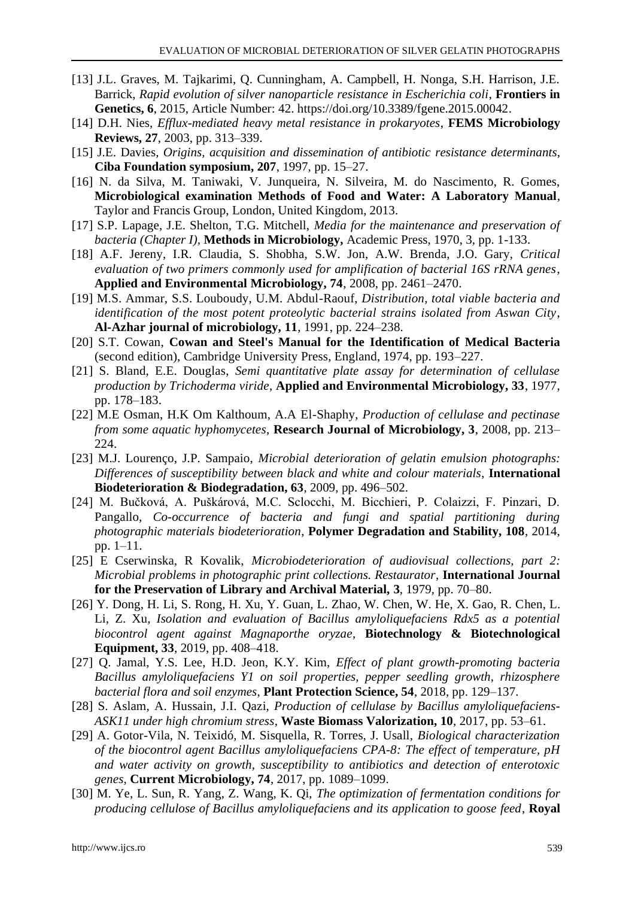[13] J.L. Graves, M. Tajkarimi, Q. Cunningham, A. Campbell, H. Nonga, S.H. Harrison, J.E. Barrick, *Rapid evolution of silver nanoparticle resistance in Escherichia coli*, **Frontiers in Genetics, 6**, 2015, Article Number: 42. https://doi.org/10.3389/fgene.2015.00042.

[14] D.H. Nies, *Efflux-mediated heavy metal resistance in prokaryotes*, **FEMS Microbiology Reviews, 27**, 2003, pp. 313–339.

[15] J.E. Davies, *Origins, acquisition and dissemination of antibiotic resistance determinants*, **Ciba Foundation symposium, 207**, 1997, pp. 15–27.

[16] N. da Silva, M. Taniwaki, V. Junqueira, N. Silveira, M. do Nascimento, R. Gomes, **Microbiological examination Methods of Food and Water: A Laboratory Manual**, Taylor and Francis Group, London, United Kingdom, 2013.

[17] S.P. Lapage, J.E. Shelton, T.G. Mitchell, *Media for the maintenance and preservation of bacteria (Chapter I)*, **Methods in Microbiology,** Academic Press, 1970, 3, pp. 1-133.

[18] A.F. Jereny, I.R. Claudia, S. Shobha, S.W. Jon, A.W. Brenda, J.O. Gary, *Critical evaluation of two primers commonly used for amplification of bacterial 16S rRNA genes*, **Applied and Environmental Microbiology, 74**, 2008, pp. 2461–2470.

[19] M.S. Ammar, S.S. Louboudy, U.M. Abdul-Raouf, *Distribution, total viable bacteria and identification of the most potent proteolytic bacterial strains isolated from Aswan City*, **Al-Azhar journal of microbiology, 11**, 1991, pp. 224–238.

[20] S.T. Cowan, **Cowan and Steel's Manual for the Identification of Medical Bacteria** (second edition), Cambridge University Press, England, 1974, pp. 193–227.

[21] S. Bland, E.E. Douglas, *Semi quantitative plate assay for determination of cellulase production by Trichoderma viride*, **Applied and Environmental Microbiology, 33**, 1977, pp. 178–183.

[22] M.E Osman, H.K Om Kalthoum, A.A El-Shaphy, *Production of cellulase and pectinase from some aquatic hyphomycetes*, **Research Journal of Microbiology, 3**, 2008, pp. 213–224.

[23] M.J. Lourenço, J.P. Sampaio, *Microbial deterioration of gelatin emulsion photographs: Differences of susceptibility between black and white and colour materials*, **International Biodeterioration & Biodegradation, 63**, 2009, pp. 496–502.

[24] M. Bučková, A. Puškárová, M.C. Sclocchi, M. Bicchieri, P. Colaizzi, F. Pinzari, D. Pangallo, *Co-occurrence of bacteria and fungi and spatial partitioning during photographic materials biodeterioration*, **Polymer Degradation and Stability, 108**, 2014, pp. 1–11.

[25] E Cserwinska, R Kovalik, *Microbiodeterioration of audiovisual collections, part 2: Microbial problems in photographic print collections. Restaurator*, **International Journal for the Preservation of Library and Archival Material, 3**, 1979, pp. 70–80.

[26] Y. Dong, H. Li, S. Rong, H. Xu, Y. Guan, L. Zhao, W. Chen, W. He, X. Gao, R. Chen, L. Li, Z. Xu, *Isolation and evaluation of Bacillus amyloliquefaciens Rdx5 as a potential biocontrol agent against Magnaporthe oryzae*, **Biotechnology & Biotechnological Equipment, 33**, 2019, pp. 408–418.

[27] Q. Jamal, Y.S. Lee, H.D. Jeon, K.Y. Kim, *Effect of plant growth-promoting bacteria Bacillus amyloliquefaciens Y1 on soil properties, pepper seedling growth, rhizosphere bacterial flora and soil enzymes*, **Plant Protection Science, 54**, 2018, pp. 129–137.

[28] S. Aslam, A. Hussain, J.I. Qazi, *Production of cellulase by Bacillus amyloliquefaciens-ASK11 under high chromium stress*, **Waste Biomass Valorization, 10**, 2017, pp. 53–61.

[29] A. Gotor-Vila, N. Teixidó, M. Sisquella, R. Torres, J. Usall, *Biological characterization of the biocontrol agent Bacillus amyloliquefaciens CPA-8: The effect of temperature, pH and water activity on growth, susceptibility to antibiotics and detection of enterotoxic genes*, **Current Microbiology, 74**, 2017, pp. 1089–1099.

[30] M. Ye, L. Sun, R. Yang, Z. Wang, K. Qi, *The optimization of fermentation conditions for producing cellulose of Bacillus amyloliquefaciens and its application to goose feed*, **Royal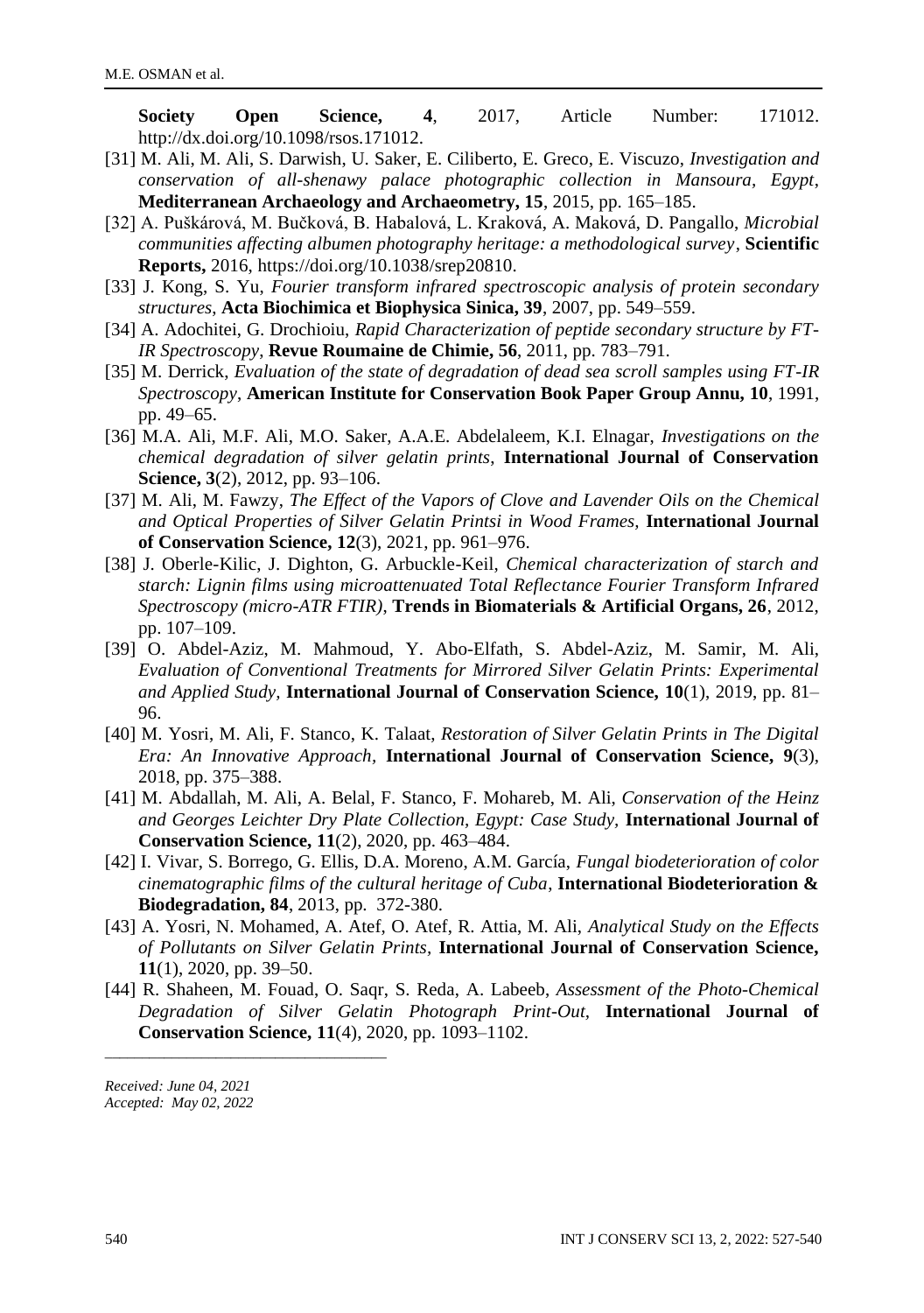**Society Open Science, 4**, 2017, Article Number: 171012. http://dx.doi.org/10.1098/rsos.171012.

[31] M. Ali, M. Ali, S. Darwish, U. Saker, E. Ciliberto, E. Greco, E. Viscuzo, *Investigation and conservation of all-shenawy palace photographic collection in Mansoura, Egypt*, **Mediterranean Archaeology and Archaeometry, 15**, 2015, pp. 165–185.

[32] A. Puškárová, M. Bučková, B. Habalová, L. Kraková, A. Maková, D. Pangallo, *Microbial communities affecting albumen photography heritage: a methodological survey*, **Scientific Reports,** 2016, https://doi.org/10.1038/srep20810.

[33] J. Kong, S. Yu, *Fourier transform infrared spectroscopic analysis of protein secondary structures*, **Acta Biochimica et Biophysica Sinica, 39**, 2007, pp. 549–559.

[34] A. Adochitei, G. Drochioiu, *Rapid Characterization of peptide secondary structure by FT-IR Spectroscopy*, **Revue Roumaine de Chimie, 56**, 2011, pp. 783–791.

[35] M. Derrick, *Evaluation of the state of degradation of dead sea scroll samples using FT-IR Spectroscopy*, **American Institute for Conservation Book Paper Group Annu, 10**, 1991, pp. 49–65.

[36] M.A. Ali, M.F. Ali, M.O. Saker, A.A.E. Abdelaleem, K.I. Elnagar, *Investigations on the chemical degradation of silver gelatin prints*, **International Journal of Conservation Science, 3**(2), 2012, pp. 93–106.

[37] M. Ali, M. Fawzy, *The Effect of the Vapors of Clove and Lavender Oils on the Chemical and Optical Properties of Silver Gelatin Printsi in Wood Frames*, **International Journal of Conservation Science, 12**(3), 2021, pp. 961–976.

[38] J. Oberle-Kilic, J. Dighton, G. Arbuckle-Keil, *Chemical characterization of starch and starch: Lignin films using microattenuated Total Reflectance Fourier Transform Infrared Spectroscopy (micro-ATR FTIR)*, **Trends in Biomaterials & Artificial Organs, 26**, 2012, pp. 107–109.

[39] O. Abdel-Aziz, M. Mahmoud, Y. Abo-Elfath, S. Abdel-Aziz, M. Samir, M. Ali, *Evaluation of Conventional Treatments for Mirrored Silver Gelatin Prints: Experimental and Applied Study*, **International Journal of Conservation Science, 10**(1), 2019, pp. 81–96.

[40] M. Yosri, M. Ali, F. Stanco, K. Talaat, *Restoration of Silver Gelatin Prints in The Digital Era: An Innovative Approach*, **International Journal of Conservation Science, 9**(3), 2018, pp. 375–388.

[41] M. Abdallah, M. Ali, A. Belal, F. Stanco, F. Mohareb, M. Ali, *Conservation of the Heinz and Georges Leichter Dry Plate Collection, Egypt: Case Study*, **International Journal of Conservation Science, 11**(2), 2020, pp. 463–484.

[42] I. Vivar, S. Borrego, G. Ellis, D.A. Moreno, A.M. García, *Fungal biodeterioration of color cinematographic films of the cultural heritage of Cuba*, **International Biodeterioration & Biodegradation, 84**, 2013, pp. 372-380.

[43] A. Yosri, N. Mohamed, A. Atef, O. Atef, R. Attia, M. Ali, *Analytical Study on the Effects of Pollutants on Silver Gelatin Prints*, **International Journal of Conservation Science, 11**(1), 2020, pp. 39–50.

[44] R. Shaheen, M. Fouad, O. Saqr, S. Reda, A. Labeeb, *Assessment of the Photo-Chemical Degradation of Silver Gelatin Photograph Print-Out*, **International Journal of Conservation Science, 11**(4), 2020, pp. 1093–1102.

---

*Received: June 04, 2021*
*Accepted: May 02, 2022*